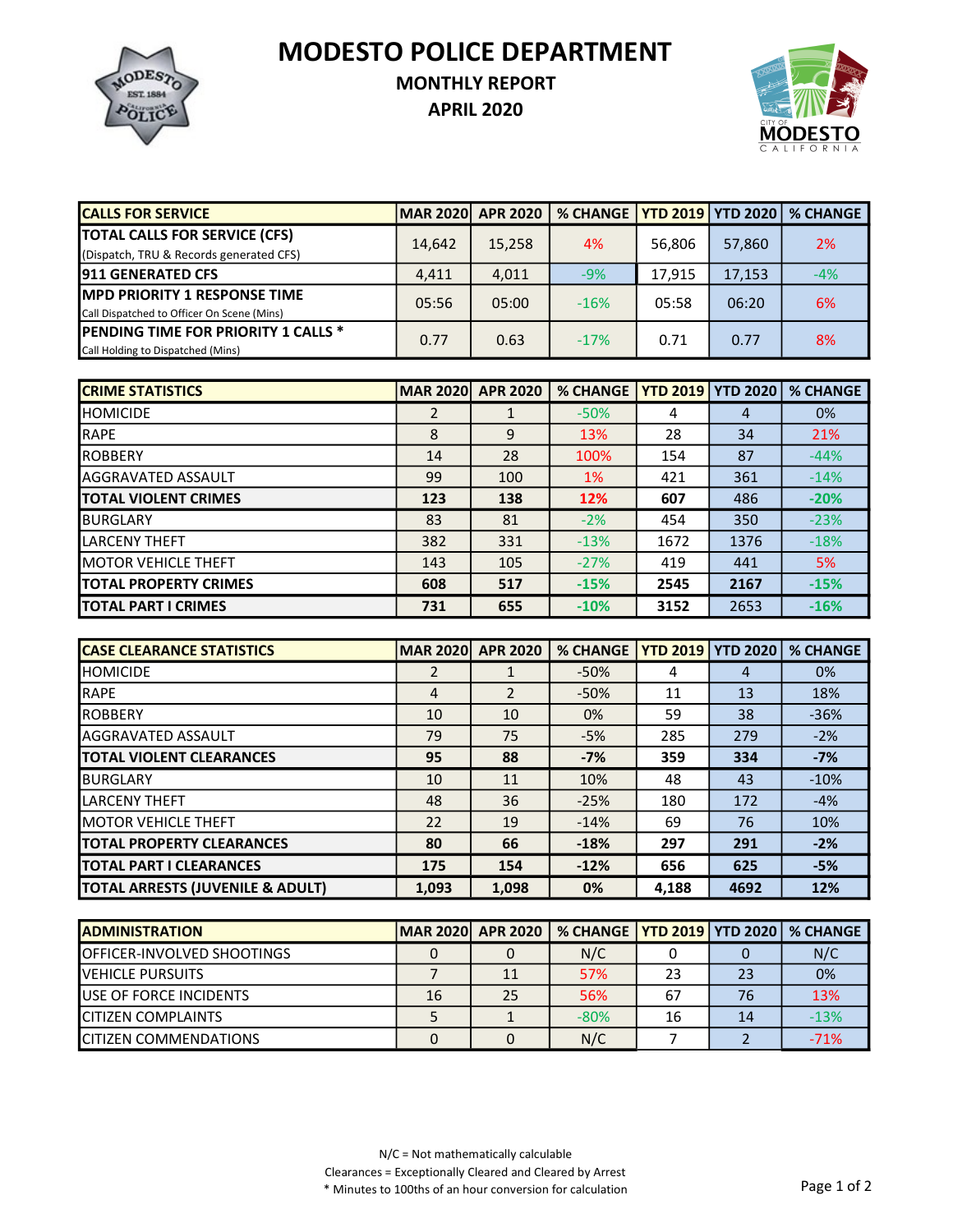# MODESTO POLICE DEPARTMENT

## MONTHLY REPORT

## APRIL 2020

| CALLS FOR SERVICE | MAR 2020 | APR 2020 | % CHANGE | YTD 2019 | YTD 2020 | % CHANGE |
|---|---|---|---|---|---|---|
| **TOTAL CALLS FOR SERVICE (CFS)** (Dispatch, TRU & Records generated CFS) | 14,642 | 15,258 | 4% | 56,806 | 57,860 | 2% |
| **911 GENERATED CFS** | 4,411 | 4,011 | -9% | 17,915 | 17,153 | -4% |
| **MPD PRIORITY 1 RESPONSE TIME** Call Dispatched to Officer On Scene (Mins) | 05:56 | 05:00 | -16% | 05:58 | 06:20 | 6% |
| **PENDING TIME FOR PRIORITY 1 CALLS *** Call Holding to Dispatched (Mins) | 0.77 | 0.63 | -17% | 0.71 | 0.77 | 8% |

| CRIME STATISTICS | MAR 2020 | APR 2020 | % CHANGE | YTD 2019 | YTD 2020 | % CHANGE |
|---|---|---|---|---|---|---|
| HOMICIDE | 2 | 1 | -50% | 4 | 4 | 0% |
| RAPE | 8 | 9 | 13% | 28 | 34 | 21% |
| ROBBERY | 14 | 28 | 100% | 154 | 87 | -44% |
| AGGRAVATED ASSAULT | 99 | 100 | 1% | 421 | 361 | -14% |
| **TOTAL VIOLENT CRIMES** | **123** | **138** | **12%** | **607** | 486 | **-20%** |
| BURGLARY | 83 | 81 | -2% | 454 | 350 | -23% |
| LARCENY THEFT | 382 | 331 | -13% | 1672 | 1376 | -18% |
| MOTOR VEHICLE THEFT | 143 | 105 | -27% | 419 | 441 | 5% |
| **TOTAL PROPERTY CRIMES** | **608** | **517** | **-15%** | **2545** | **2167** | **-15%** |
| **TOTAL PART I CRIMES** | **731** | **655** | **-10%** | **3152** | 2653 | **-16%** |

| CASE CLEARANCE STATISTICS | MAR 2020 | APR 2020 | % CHANGE | YTD 2019 | YTD 2020 | % CHANGE |
|---|---|---|---|---|---|---|
| HOMICIDE | 2 | 1 | -50% | 4 | 4 | 0% |
| RAPE | 4 | 2 | -50% | 11 | 13 | 18% |
| ROBBERY | 10 | 10 | 0% | 59 | 38 | -36% |
| AGGRAVATED ASSAULT | 79 | 75 | -5% | 285 | 279 | -2% |
| **TOTAL VIOLENT CLEARANCES** | **95** | **88** | **-7%** | **359** | **334** | **-7%** |
| BURGLARY | 10 | 11 | 10% | 48 | 43 | -10% |
| LARCENY THEFT | 48 | 36 | -25% | 180 | 172 | -4% |
| MOTOR VEHICLE THEFT | 22 | 19 | -14% | 69 | 76 | 10% |
| **TOTAL PROPERTY CLEARANCES** | **80** | **66** | **-18%** | **297** | **291** | **-2%** |
| **TOTAL PART I CLEARANCES** | **175** | **154** | **-12%** | **656** | **625** | **-5%** |
| **TOTAL ARRESTS (JUVENILE & ADULT)** | **1,093** | **1,098** | **0%** | **4,188** | **4692** | **12%** |

| ADMINISTRATION | MAR 2020 | APR 2020 | % CHANGE | YTD 2019 | YTD 2020 | % CHANGE |
|---|---|---|---|---|---|---|
| OFFICER-INVOLVED SHOOTINGS | 0 | 0 | N/C | 0 | 0 | N/C |
| VEHICLE PURSUITS | 7 | 11 | 57% | 23 | 23 | 0% |
| USE OF FORCE INCIDENTS | 16 | 25 | 56% | 67 | 76 | 13% |
| CITIZEN COMPLAINTS | 5 | 1 | -80% | 16 | 14 | -13% |
| CITIZEN COMMENDATIONS | 0 | 0 | N/C | 7 | 2 | -71% |

N/C = Not mathematically calculable

Clearances = Exceptionally Cleared and Cleared by Arrest

\* Minutes to 100ths of an hour conversion for calculation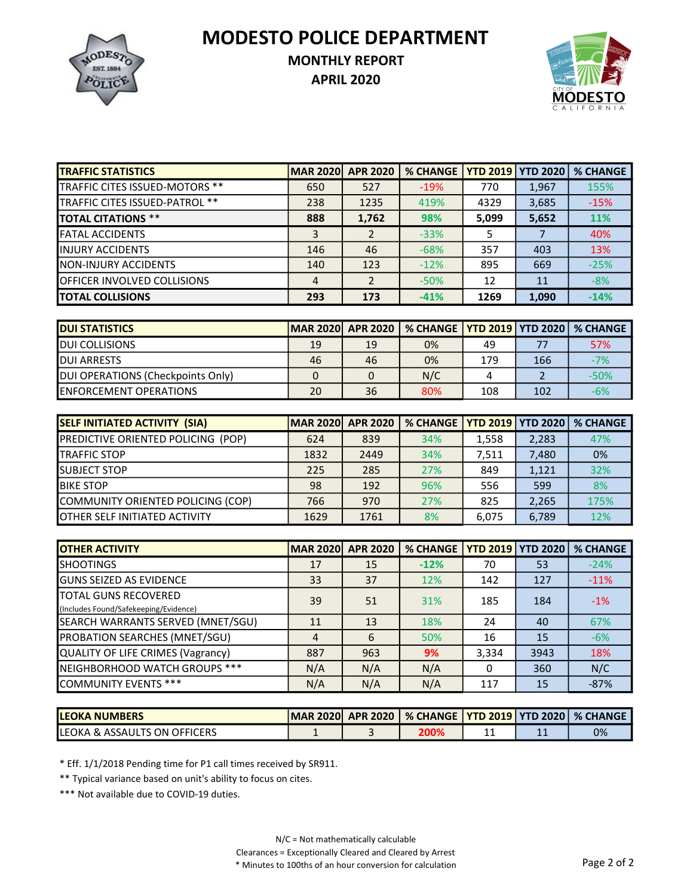# MODESTO POLICE DEPARTMENT

## MONTHLY REPORT

## APRIL 2020

| TRAFFIC STATISTICS | MAR 2020 | APR 2020 | % CHANGE | YTD 2019 | YTD 2020 | % CHANGE |
|---|---|---|---|---|---|---|
| TRAFFIC CITES ISSUED-MOTORS ** | 650 | 527 | -19% | 770 | 1,967 | 155% |
| TRAFFIC CITES ISSUED-PATROL ** | 238 | 1235 | 419% | 4329 | 3,685 | -15% |
| **TOTAL CITATIONS \*\*** | **888** | **1,762** | **98%** | **5,099** | **5,652** | **11%** |
| FATAL ACCIDENTS | 3 | 2 | -33% | 5 | 7 | 40% |
| INJURY ACCIDENTS | 146 | 46 | -68% | 357 | 403 | 13% |
| NON-INJURY ACCIDENTS | 140 | 123 | -12% | 895 | 669 | -25% |
| OFFICER INVOLVED COLLISIONS | 4 | 2 | -50% | 12 | 11 | -8% |
| **TOTAL COLLISIONS** | **293** | **173** | **-41%** | **1269** | **1,090** | **-14%** |

| DUI STATISTICS | MAR 2020 | APR 2020 | % CHANGE | YTD 2019 | YTD 2020 | % CHANGE |
|---|---|---|---|---|---|---|
| DUI COLLISIONS | 19 | 19 | 0% | 49 | 77 | 57% |
| DUI ARRESTS | 46 | 46 | 0% | 179 | 166 | -7% |
| DUI OPERATIONS (Checkpoints Only) | 0 | 0 | N/C | 4 | 2 | -50% |
| ENFORCEMENT OPERATIONS | 20 | 36 | 80% | 108 | 102 | -6% |

| SELF INITIATED ACTIVITY (SIA) | MAR 2020 | APR 2020 | % CHANGE | YTD 2019 | YTD 2020 | % CHANGE |
|---|---|---|---|---|---|---|
| PREDICTIVE ORIENTED POLICING (POP) | 624 | 839 | 34% | 1,558 | 2,283 | 47% |
| TRAFFIC STOP | 1832 | 2449 | 34% | 7,511 | 7,480 | 0% |
| SUBJECT STOP | 225 | 285 | 27% | 849 | 1,121 | 32% |
| BIKE STOP | 98 | 192 | 96% | 556 | 599 | 8% |
| COMMUNITY ORIENTED POLICING (COP) | 766 | 970 | 27% | 825 | 2,265 | 175% |
| OTHER SELF INITIATED ACTIVITY | 1629 | 1761 | 8% | 6,075 | 6,789 | 12% |

| OTHER ACTIVITY | MAR 2020 | APR 2020 | % CHANGE | YTD 2019 | YTD 2020 | % CHANGE |
|---|---|---|---|---|---|---|
| SHOOTINGS | 17 | 15 | **-12%** | 70 | 53 | -24% |
| GUNS SEIZED AS EVIDENCE | 33 | 37 | 12% | 142 | 127 | -11% |
| TOTAL GUNS RECOVERED (Includes Found/Safekeeping/Evidence) | 39 | 51 | 31% | 185 | 184 | -1% |
| SEARCH WARRANTS SERVED (MNET/SGU) | 11 | 13 | 18% | 24 | 40 | 67% |
| PROBATION SEARCHES (MNET/SGU) | 4 | 6 | 50% | 16 | 15 | -6% |
| QUALITY OF LIFE CRIMES (Vagrancy) | 887 | 963 | **9%** | 3,334 | 3943 | 18% |
| NEIGHBORHOOD WATCH GROUPS *** | N/A | N/A | N/A | 0 | 360 | N/C |
| COMMUNITY EVENTS *** | N/A | N/A | N/A | 117 | 15 | -87% |

| LEOKA NUMBERS | MAR 2020 | APR 2020 | % CHANGE | YTD 2019 | YTD 2020 | % CHANGE |
|---|---|---|---|---|---|---|
| LEOKA & ASSAULTS ON OFFICERS | 1 | 3 | **200%** | 11 | 11 | 0% |

\* Eff. 1/1/2018 Pending time for P1 call times received by SR911.

\** Typical variance based on unit's ability to focus on cites.

\*** Not available due to COVID-19 duties.

N/C = Not mathematically calculable

Clearances = Exceptionally Cleared and Cleared by Arrest

\* Minutes to 100ths of an hour conversion for calculation